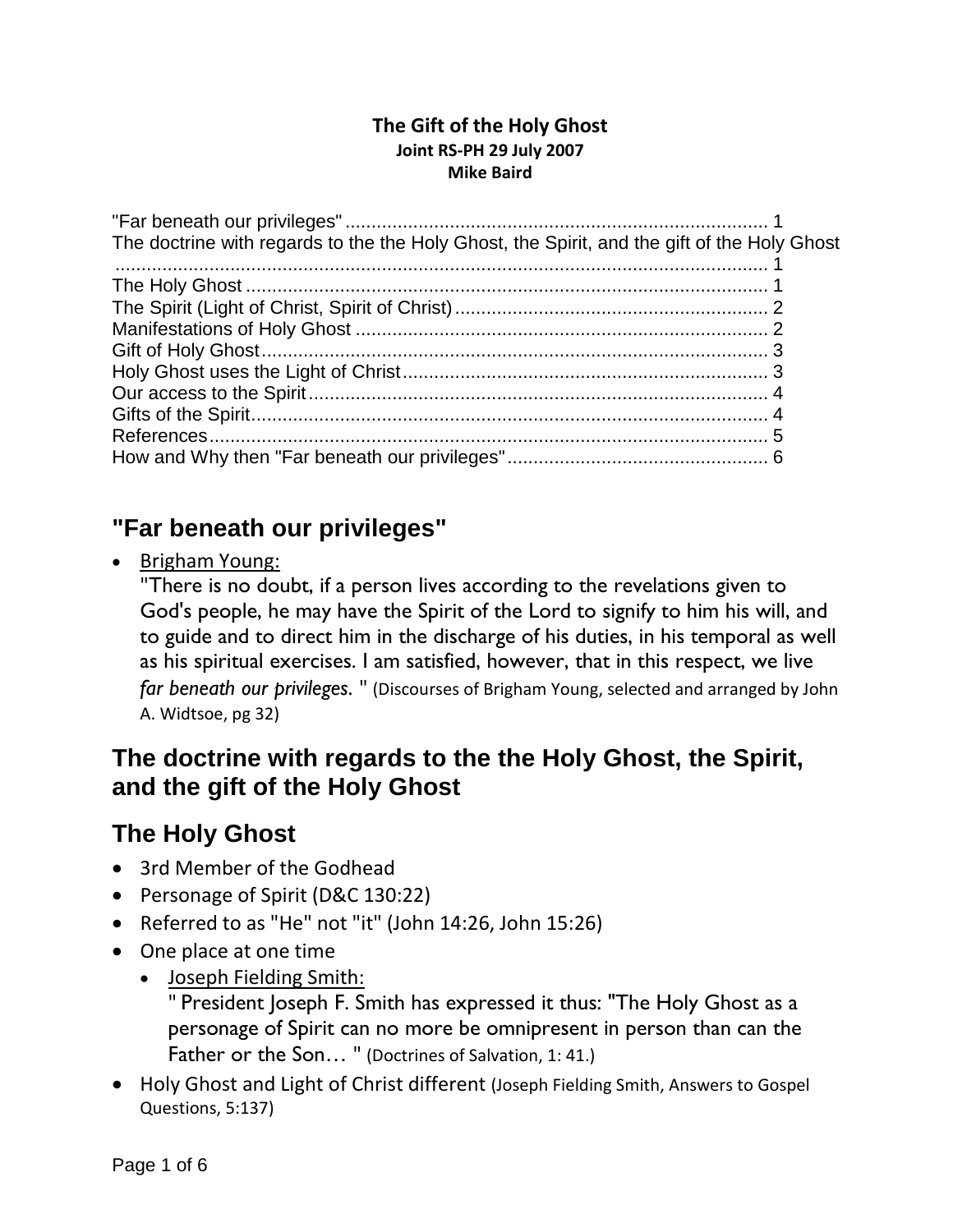**The Gift of the Holy Ghost**
**Joint RS-PH 29 July 2007**
**Mike Baird**

"Far beneath our privileges" ........ 1
The doctrine with regards to the the Holy Ghost, the Spirit, and the gift of the Holy Ghost ........ 1
The Holy Ghost ........ 1
The Spirit (Light of Christ, Spirit of Christ) ........ 2
Manifestations of Holy Ghost ........ 2
Gift of Holy Ghost ........ 3
Holy Ghost uses the Light of Christ ........ 3
Our access to the Spirit ........ 4
Gifts of the Spirit ........ 4
References ........ 5
How and Why then "Far beneath our privileges" ........ 6

## "Far beneath our privileges"

- Brigham Young:
  "There is no doubt, if a person lives according to the revelations given to God's people, he may have the Spirit of the Lord to signify to him his will, and to guide and to direct him in the discharge of his duties, in his temporal as well as his spiritual exercises. I am satisfied, however, that in this respect, we live *far beneath our privileges.* " (Discourses of Brigham Young, selected and arranged by John A. Widtsoe, pg 32)

## The doctrine with regards to the the Holy Ghost, the Spirit, and the gift of the Holy Ghost

## The Holy Ghost

- 3rd Member of the Godhead
- Personage of Spirit (D&C 130:22)
- Referred to as "He" not "it" (John 14:26, John 15:26)
- One place at one time
  - Joseph Fielding Smith:
    " President Joseph F. Smith has expressed it thus: "The Holy Ghost as a personage of Spirit can no more be omnipresent in person than can the Father or the Son… " (Doctrines of Salvation, 1: 41.)
- Holy Ghost and Light of Christ different (Joseph Fielding Smith, Answers to Gospel Questions, 5:137)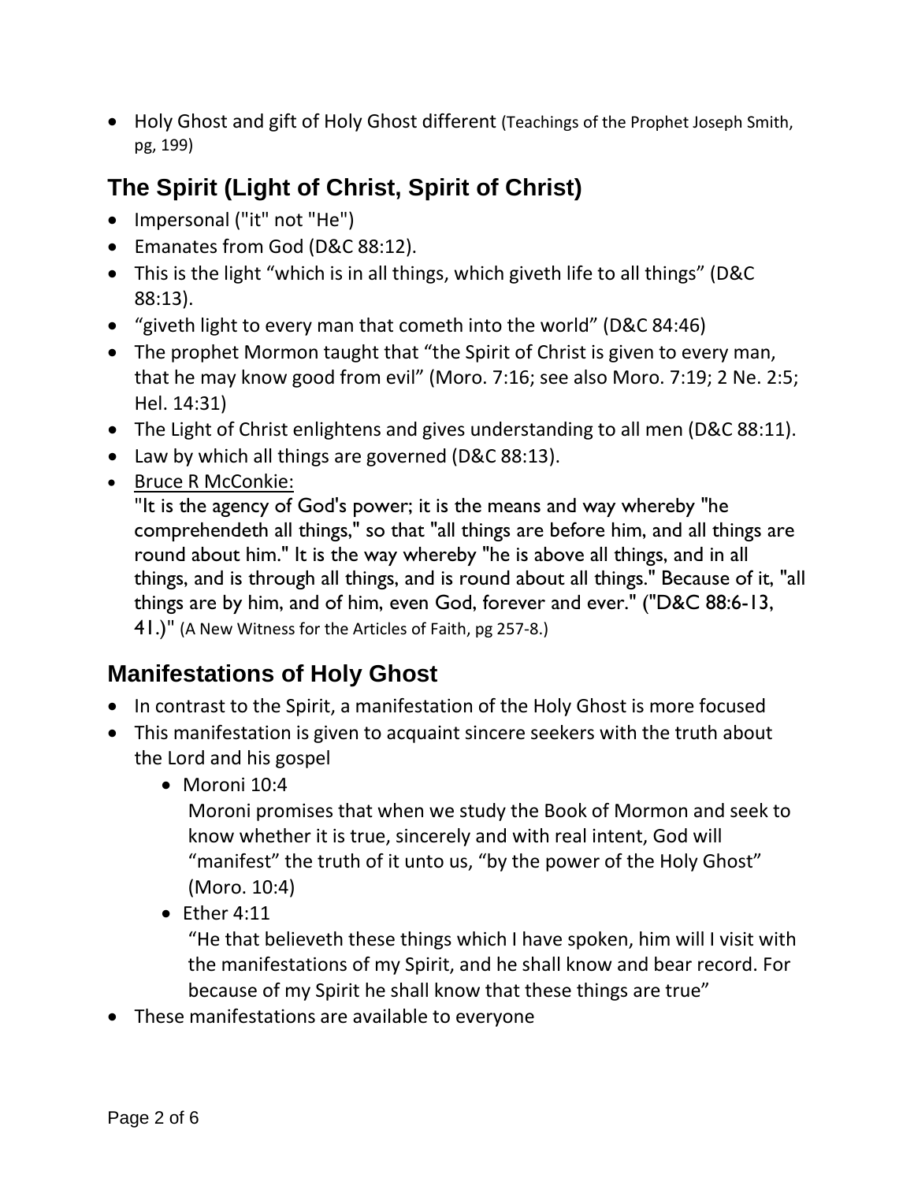- Holy Ghost and gift of Holy Ghost different (Teachings of the Prophet Joseph Smith, pg, 199)

## The Spirit (Light of Christ, Spirit of Christ)

- Impersonal ("it" not "He")
- Emanates from God (D&C 88:12).
- This is the light "which is in all things, which giveth life to all things" (D&C 88:13).
- "giveth light to every man that cometh into the world" (D&C 84:46)
- The prophet Mormon taught that "the Spirit of Christ is given to every man, that he may know good from evil" (Moro. 7:16; see also Moro. 7:19; 2 Ne. 2:5; Hel. 14:31)
- The Light of Christ enlightens and gives understanding to all men (D&C 88:11).
- Law by which all things are governed (D&C 88:13).
- Bruce R McConkie:
  "It is the agency of God's power; it is the means and way whereby "he comprehendeth all things," so that "all things are before him, and all things are round about him." It is the way whereby "he is above all things, and in all things, and is through all things, and is round about all things." Because of it, "all things are by him, and of him, even God, forever and ever." ("D&C 88:6-13, 41.)" (A New Witness for the Articles of Faith, pg 257-8.)

## Manifestations of Holy Ghost

- In contrast to the Spirit, a manifestation of the Holy Ghost is more focused
- This manifestation is given to acquaint sincere seekers with the truth about the Lord and his gospel
  - Moroni 10:4
    Moroni promises that when we study the Book of Mormon and seek to know whether it is true, sincerely and with real intent, God will "manifest" the truth of it unto us, "by the power of the Holy Ghost" (Moro. 10:4)
  - Ether 4:11
    "He that believeth these things which I have spoken, him will I visit with the manifestations of my Spirit, and he shall know and bear record. For because of my Spirit he shall know that these things are true"
- These manifestations are available to everyone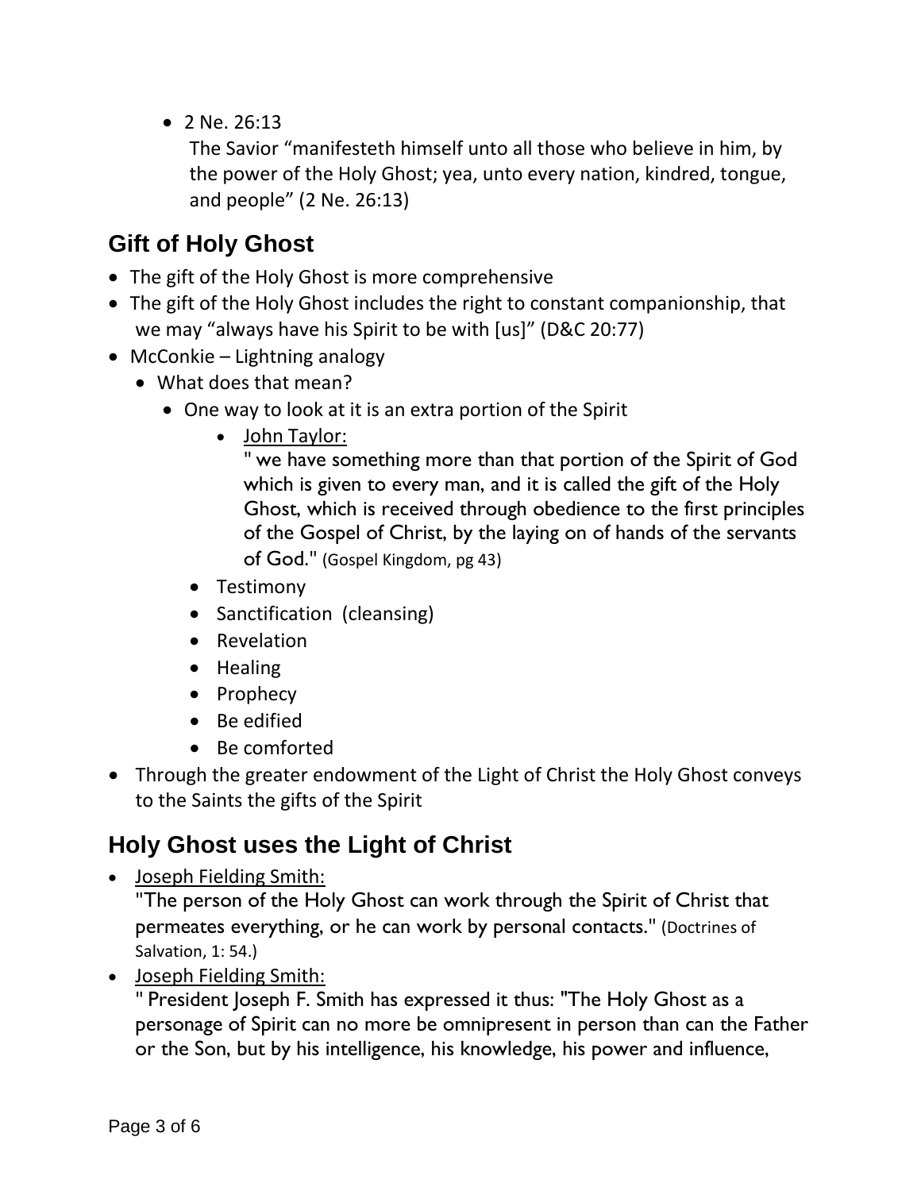- 2 Ne. 26:13

  The Savior "manifesteth himself unto all those who believe in him, by the power of the Holy Ghost; yea, unto every nation, kindred, tongue, and people" (2 Ne. 26:13)

## Gift of Holy Ghost

- The gift of the Holy Ghost is more comprehensive
- The gift of the Holy Ghost includes the right to constant companionship, that we may "always have his Spirit to be with [us]" (D&C 20:77)
- McConkie – Lightning analogy
  - What does that mean?
    - One way to look at it is an extra portion of the Spirit
      - John Taylor:

        " we have something more than that portion of the Spirit of God which is given to every man, and it is called the gift of the Holy Ghost, which is received through obedience to the first principles of the Gospel of Christ, by the laying on of hands of the servants of God." (Gospel Kingdom, pg 43)
    - Testimony
    - Sanctification (cleansing)
    - Revelation
    - Healing
    - Prophecy
    - Be edified
    - Be comforted
- Through the greater endowment of the Light of Christ the Holy Ghost conveys to the Saints the gifts of the Spirit

## Holy Ghost uses the Light of Christ

- Joseph Fielding Smith:

  "The person of the Holy Ghost can work through the Spirit of Christ that permeates everything, or he can work by personal contacts." (Doctrines of Salvation, 1: 54.)
- Joseph Fielding Smith:

  " President Joseph F. Smith has expressed it thus: "The Holy Ghost as a personage of Spirit can no more be omnipresent in person than can the Father or the Son, but by his intelligence, his knowledge, his power and influence,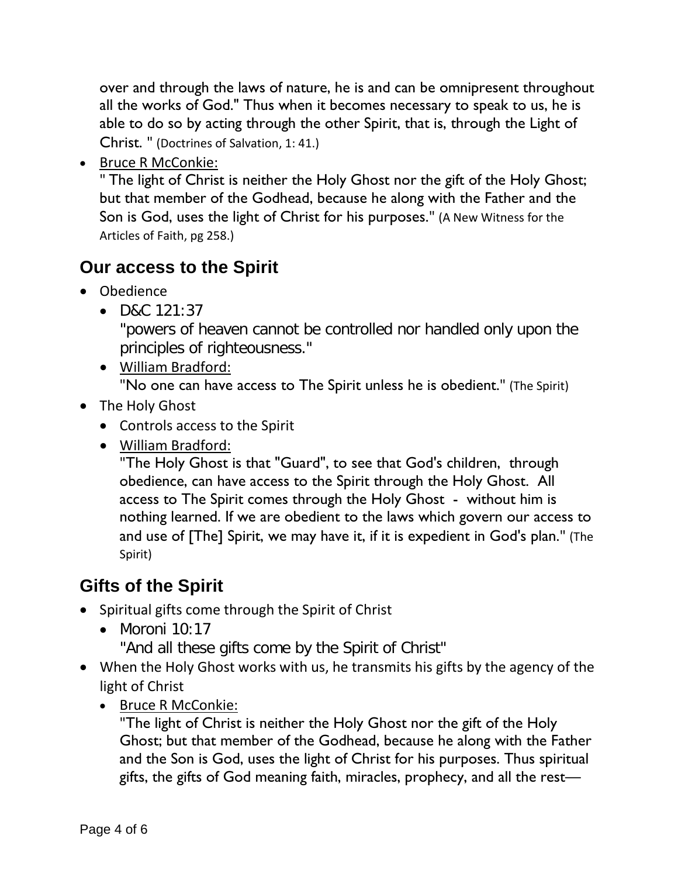over and through the laws of nature, he is and can be omnipresent throughout all the works of God." Thus when it becomes necessary to speak to us, he is able to do so by acting through the other Spirit, that is, through the Light of Christ. " (Doctrines of Salvation, 1: 41.)

- Bruce R McConkie:
  " The light of Christ is neither the Holy Ghost nor the gift of the Holy Ghost; but that member of the Godhead, because he along with the Father and the Son is God, uses the light of Christ for his purposes." (A New Witness for the Articles of Faith, pg 258.)

## Our access to the Spirit

- Obedience
  - D&C 121:37
    "powers of heaven cannot be controlled nor handled only upon the principles of righteousness."
  - William Bradford:
    "No one can have access to The Spirit unless he is obedient." (The Spirit)
- The Holy Ghost
  - Controls access to the Spirit
  - William Bradford:
    "The Holy Ghost is that "Guard", to see that God's children, through obedience, can have access to the Spirit through the Holy Ghost. All access to The Spirit comes through the Holy Ghost - without him is nothing learned. If we are obedient to the laws which govern our access to and use of [The] Spirit, we may have it, if it is expedient in God's plan." (The Spirit)

## Gifts of the Spirit

- Spiritual gifts come through the Spirit of Christ
  - Moroni 10:17
    "And all these gifts come by the Spirit of Christ"
- When the Holy Ghost works with us, he transmits his gifts by the agency of the light of Christ
  - Bruce R McConkie:
    "The light of Christ is neither the Holy Ghost nor the gift of the Holy Ghost; but that member of the Godhead, because he along with the Father and the Son is God, uses the light of Christ for his purposes. Thus spiritual gifts, the gifts of God meaning faith, miracles, prophecy, and all the rest—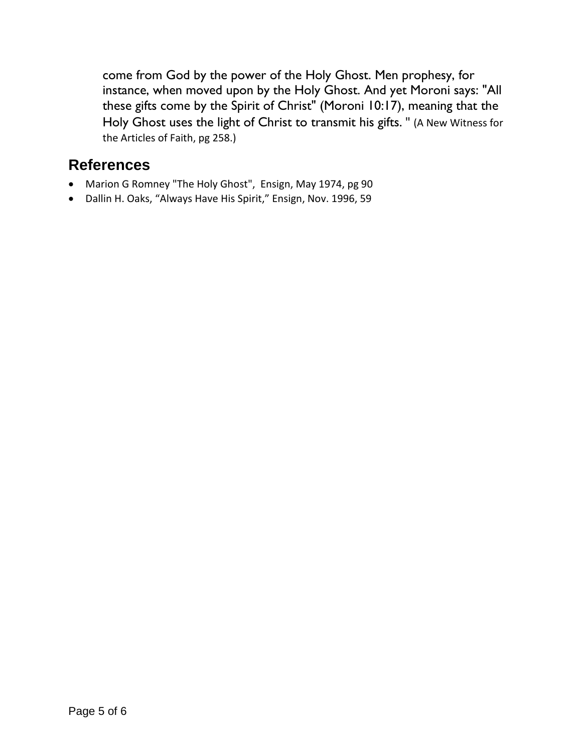come from God by the power of the Holy Ghost. Men prophesy, for instance, when moved upon by the Holy Ghost. And yet Moroni says: "All these gifts come by the Spirit of Christ" (Moroni 10:17), meaning that the Holy Ghost uses the light of Christ to transmit his gifts. " (A New Witness for the Articles of Faith, pg 258.)

## References

- Marion G Romney "The Holy Ghost", Ensign, May 1974, pg 90
- Dallin H. Oaks, "Always Have His Spirit," Ensign, Nov. 1996, 59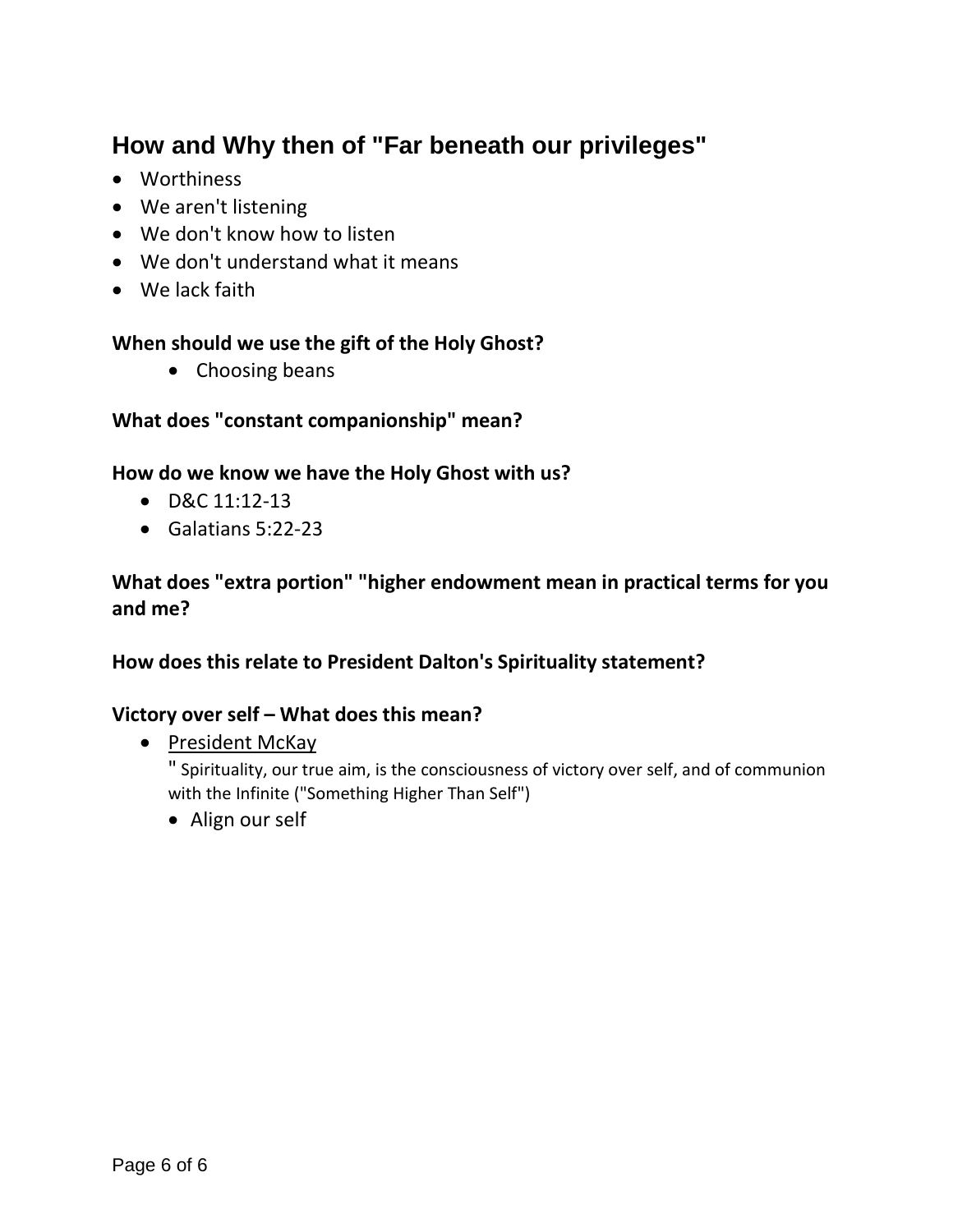## How and Why then of "Far beneath our privileges"

- Worthiness
- We aren't listening
- We don't know how to listen
- We don't understand what it means
- We lack faith

**When should we use the gift of the Holy Ghost?**

- Choosing beans

**What does "constant companionship" mean?**

**How do we know we have the Holy Ghost with us?**

- D&C 11:12-13
- Galatians 5:22-23

**What does "extra portion" "higher endowment mean in practical terms for you and me?**

**How does this relate to President Dalton's Spirituality statement?**

**Victory over self – What does this mean?**

- President McKay

  " Spirituality, our true aim, is the consciousness of victory over self, and of communion with the Infinite ("Something Higher Than Self")

  - Align our self